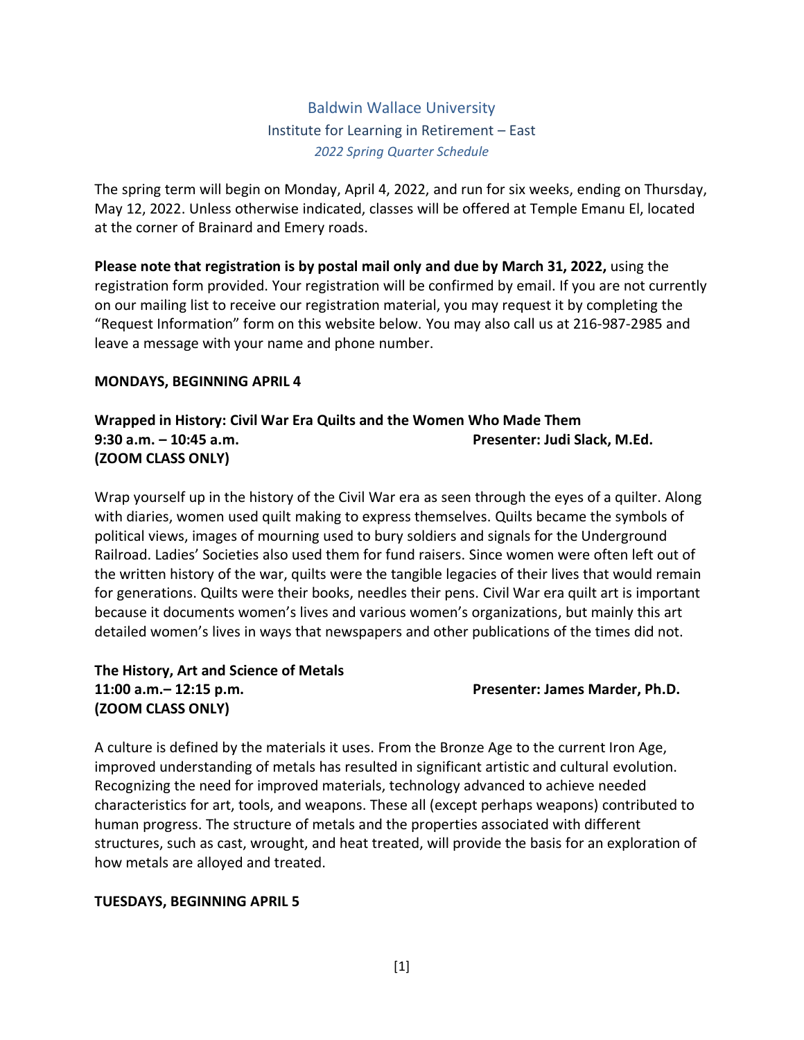# Baldwin Wallace University
## Institute for Learning in Retirement – East
*2022 Spring Quarter Schedule*

The spring term will begin on Monday, April 4, 2022, and run for six weeks, ending on Thursday, May 12, 2022. Unless otherwise indicated, classes will be offered at Temple Emanu El, located at the corner of Brainard and Emery roads.

**Please note that registration is by postal mail only and due by March 31, 2022,** using the registration form provided. Your registration will be confirmed by email. If you are not currently on our mailing list to receive our registration material, you may request it by completing the "Request Information" form on this website below. You may also call us at 216-987-2985 and leave a message with your name and phone number.

**MONDAYS, BEGINNING APRIL 4**

**Wrapped in History: Civil War Era Quilts and the Women Who Made Them**
**9:30 a.m. – 10:45 a.m.** **Presenter: Judi Slack, M.Ed.**
**(ZOOM CLASS ONLY)**

Wrap yourself up in the history of the Civil War era as seen through the eyes of a quilter. Along with diaries, women used quilt making to express themselves. Quilts became the symbols of political views, images of mourning used to bury soldiers and signals for the Underground Railroad. Ladies' Societies also used them for fund raisers. Since women were often left out of the written history of the war, quilts were the tangible legacies of their lives that would remain for generations. Quilts were their books, needles their pens. Civil War era quilt art is important because it documents women's lives and various women's organizations, but mainly this art detailed women's lives in ways that newspapers and other publications of the times did not.

**The History, Art and Science of Metals**
**11:00 a.m.– 12:15 p.m.** **Presenter: James Marder, Ph.D.**
**(ZOOM CLASS ONLY)**

A culture is defined by the materials it uses. From the Bronze Age to the current Iron Age, improved understanding of metals has resulted in significant artistic and cultural evolution. Recognizing the need for improved materials, technology advanced to achieve needed characteristics for art, tools, and weapons. These all (except perhaps weapons) contributed to human progress. The structure of metals and the properties associated with different structures, such as cast, wrought, and heat treated, will provide the basis for an exploration of how metals are alloyed and treated.

**TUESDAYS, BEGINNING APRIL 5**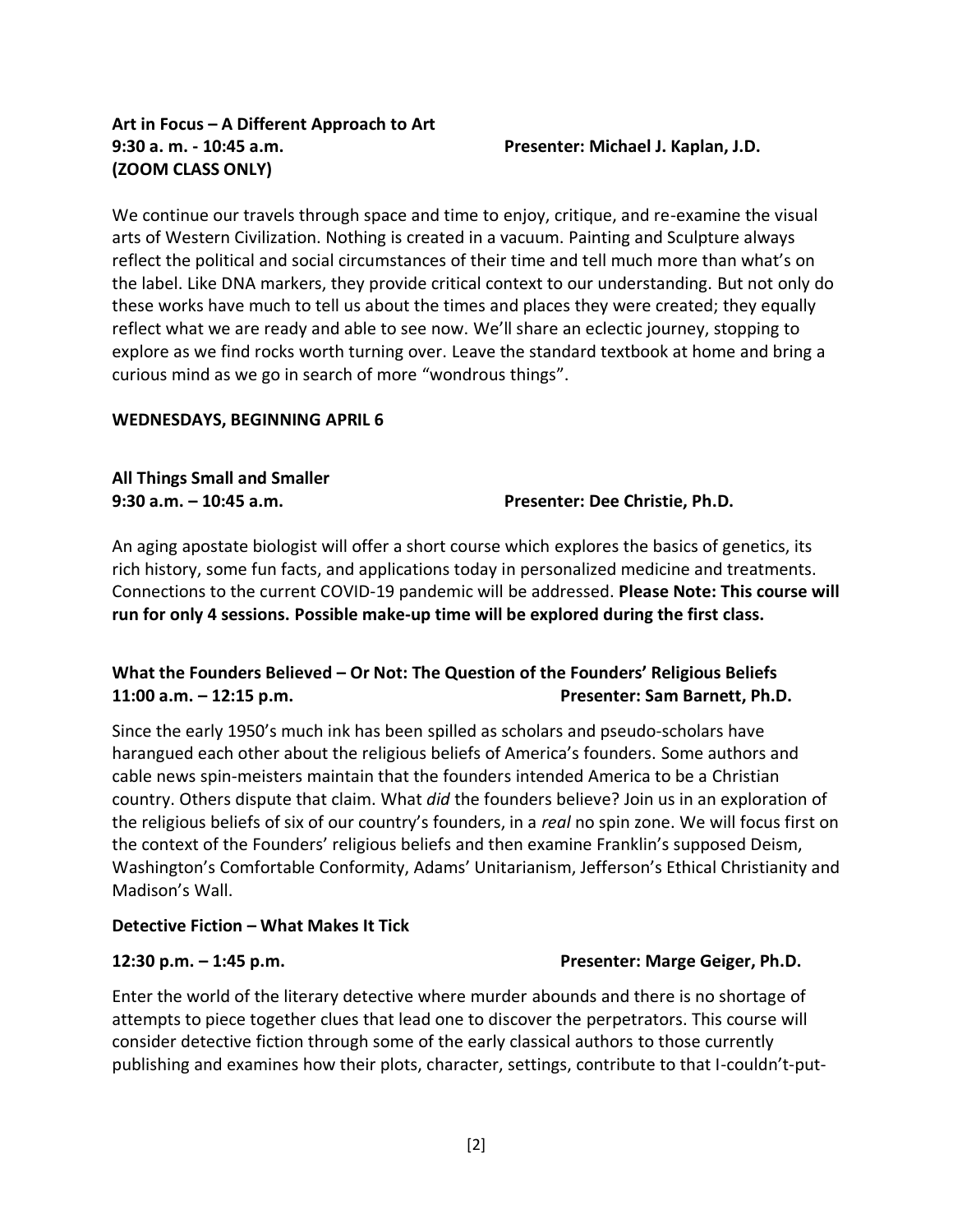**Art in Focus – A Different Approach to Art**
**9:30 a. m. - 10:45 a.m.** **Presenter: Michael J. Kaplan, J.D.**
**(ZOOM CLASS ONLY)**

We continue our travels through space and time to enjoy, critique, and re-examine the visual arts of Western Civilization. Nothing is created in a vacuum. Painting and Sculpture always reflect the political and social circumstances of their time and tell much more than what's on the label. Like DNA markers, they provide critical context to our understanding. But not only do these works have much to tell us about the times and places they were created; they equally reflect what we are ready and able to see now. We'll share an eclectic journey, stopping to explore as we find rocks worth turning over. Leave the standard textbook at home and bring a curious mind as we go in search of more "wondrous things".

**WEDNESDAYS, BEGINNING APRIL 6**

**All Things Small and Smaller**
**9:30 a.m. – 10:45 a.m.** **Presenter: Dee Christie, Ph.D.**

An aging apostate biologist will offer a short course which explores the basics of genetics, its rich history, some fun facts, and applications today in personalized medicine and treatments. Connections to the current COVID-19 pandemic will be addressed. **Please Note: This course will run for only 4 sessions. Possible make-up time will be explored during the first class.**

**What the Founders Believed – Or Not: The Question of the Founders' Religious Beliefs**
**11:00 a.m. – 12:15 p.m.** **Presenter: Sam Barnett, Ph.D.**

Since the early 1950's much ink has been spilled as scholars and pseudo-scholars have harangued each other about the religious beliefs of America's founders. Some authors and cable news spin-meisters maintain that the founders intended America to be a Christian country. Others dispute that claim. What *did* the founders believe? Join us in an exploration of the religious beliefs of six of our country's founders, in a *real* no spin zone. We will focus first on the context of the Founders' religious beliefs and then examine Franklin's supposed Deism, Washington's Comfortable Conformity, Adams' Unitarianism, Jefferson's Ethical Christianity and Madison's Wall.

**Detective Fiction – What Makes It Tick**

**12:30 p.m. – 1:45 p.m.** **Presenter: Marge Geiger, Ph.D.**

Enter the world of the literary detective where murder abounds and there is no shortage of attempts to piece together clues that lead one to discover the perpetrators. This course will consider detective fiction through some of the early classical authors to those currently publishing and examines how their plots, character, settings, contribute to that I-couldn't-put-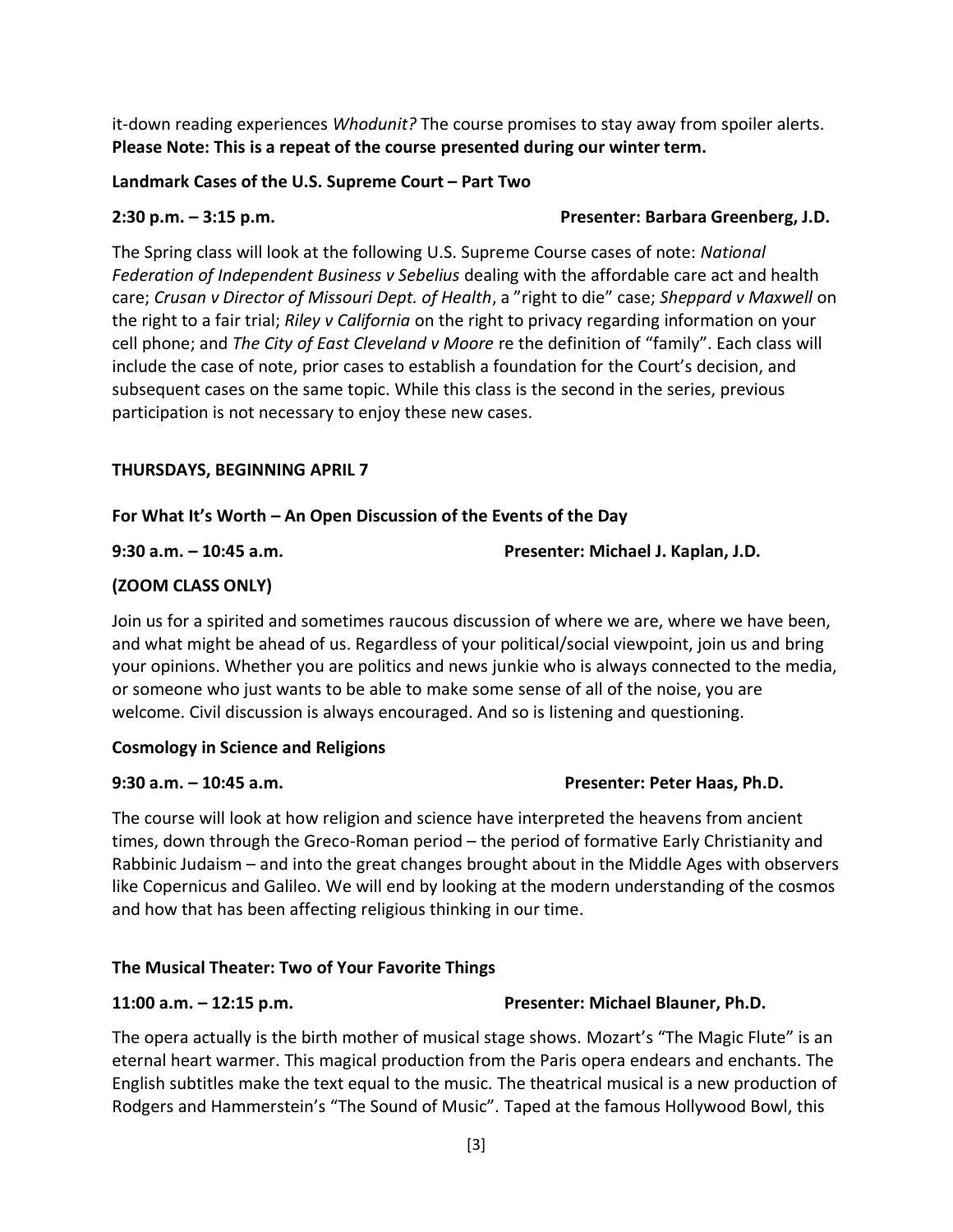it-down reading experiences *Whodunit?* The course promises to stay away from spoiler alerts. **Please Note: This is a repeat of the course presented during our winter term.**

**Landmark Cases of the U.S. Supreme Court – Part Two**

**2:30 p.m. – 3:15 p.m.** **Presenter: Barbara Greenberg, J.D.**

The Spring class will look at the following U.S. Supreme Course cases of note: *National Federation of Independent Business v Sebelius* dealing with the affordable care act and health care; *Crusan v Director of Missouri Dept. of Health*, a "right to die" case; *Sheppard v Maxwell* on the right to a fair trial; *Riley v California* on the right to privacy regarding information on your cell phone; and *The City of East Cleveland v Moore* re the definition of "family". Each class will include the case of note, prior cases to establish a foundation for the Court's decision, and subsequent cases on the same topic. While this class is the second in the series, previous participation is not necessary to enjoy these new cases.

**THURSDAYS, BEGINNING APRIL 7**

**For What It's Worth – An Open Discussion of the Events of the Day**

**9:30 a.m. – 10:45 a.m.** **Presenter: Michael J. Kaplan, J.D.**

**(ZOOM CLASS ONLY)**

Join us for a spirited and sometimes raucous discussion of where we are, where we have been, and what might be ahead of us. Regardless of your political/social viewpoint, join us and bring your opinions. Whether you are politics and news junkie who is always connected to the media, or someone who just wants to be able to make some sense of all of the noise, you are welcome. Civil discussion is always encouraged. And so is listening and questioning.

**Cosmology in Science and Religions**

**9:30 a.m. – 10:45 a.m.** **Presenter: Peter Haas, Ph.D.**

The course will look at how religion and science have interpreted the heavens from ancient times, down through the Greco-Roman period – the period of formative Early Christianity and Rabbinic Judaism – and into the great changes brought about in the Middle Ages with observers like Copernicus and Galileo. We will end by looking at the modern understanding of the cosmos and how that has been affecting religious thinking in our time.

**The Musical Theater: Two of Your Favorite Things**

**11:00 a.m. – 12:15 p.m.** **Presenter: Michael Blauner, Ph.D.**

The opera actually is the birth mother of musical stage shows. Mozart's "The Magic Flute" is an eternal heart warmer. This magical production from the Paris opera endears and enchants. The English subtitles make the text equal to the music. The theatrical musical is a new production of Rodgers and Hammerstein's "The Sound of Music". Taped at the famous Hollywood Bowl, this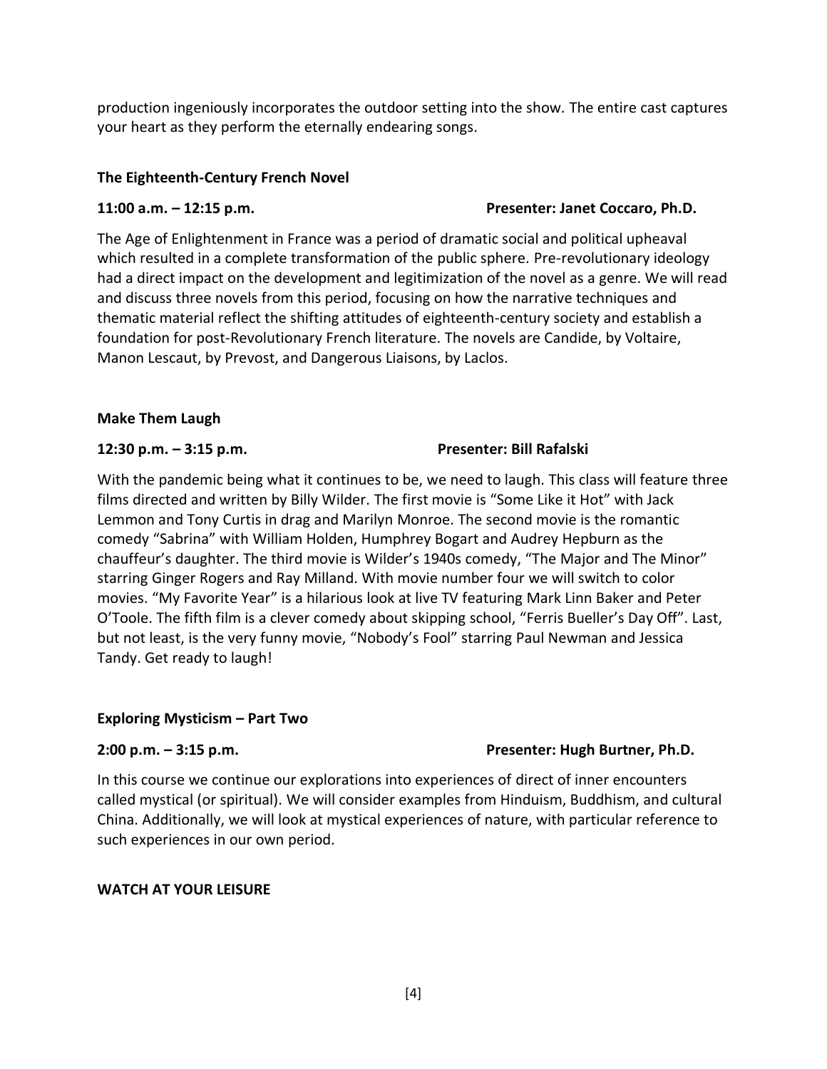production ingeniously incorporates the outdoor setting into the show. The entire cast captures your heart as they perform the eternally endearing songs.

**The Eighteenth-Century French Novel**

**11:00 a.m. – 12:15 p.m.** **Presenter: Janet Coccaro, Ph.D.**

The Age of Enlightenment in France was a period of dramatic social and political upheaval which resulted in a complete transformation of the public sphere. Pre-revolutionary ideology had a direct impact on the development and legitimization of the novel as a genre. We will read and discuss three novels from this period, focusing on how the narrative techniques and thematic material reflect the shifting attitudes of eighteenth-century society and establish a foundation for post-Revolutionary French literature. The novels are Candide, by Voltaire, Manon Lescaut, by Prevost, and Dangerous Liaisons, by Laclos.

**Make Them Laugh**

**12:30 p.m. – 3:15 p.m.** **Presenter: Bill Rafalski**

With the pandemic being what it continues to be, we need to laugh. This class will feature three films directed and written by Billy Wilder. The first movie is "Some Like it Hot" with Jack Lemmon and Tony Curtis in drag and Marilyn Monroe. The second movie is the romantic comedy "Sabrina" with William Holden, Humphrey Bogart and Audrey Hepburn as the chauffeur's daughter. The third movie is Wilder's 1940s comedy, "The Major and The Minor" starring Ginger Rogers and Ray Milland. With movie number four we will switch to color movies. "My Favorite Year" is a hilarious look at live TV featuring Mark Linn Baker and Peter O'Toole. The fifth film is a clever comedy about skipping school, "Ferris Bueller's Day Off". Last, but not least, is the very funny movie, "Nobody's Fool" starring Paul Newman and Jessica Tandy. Get ready to laugh!

**Exploring Mysticism – Part Two**

**2:00 p.m. – 3:15 p.m.** **Presenter: Hugh Burtner, Ph.D.**

In this course we continue our explorations into experiences of direct of inner encounters called mystical (or spiritual). We will consider examples from Hinduism, Buddhism, and cultural China. Additionally, we will look at mystical experiences of nature, with particular reference to such experiences in our own period.

**WATCH AT YOUR LEISURE**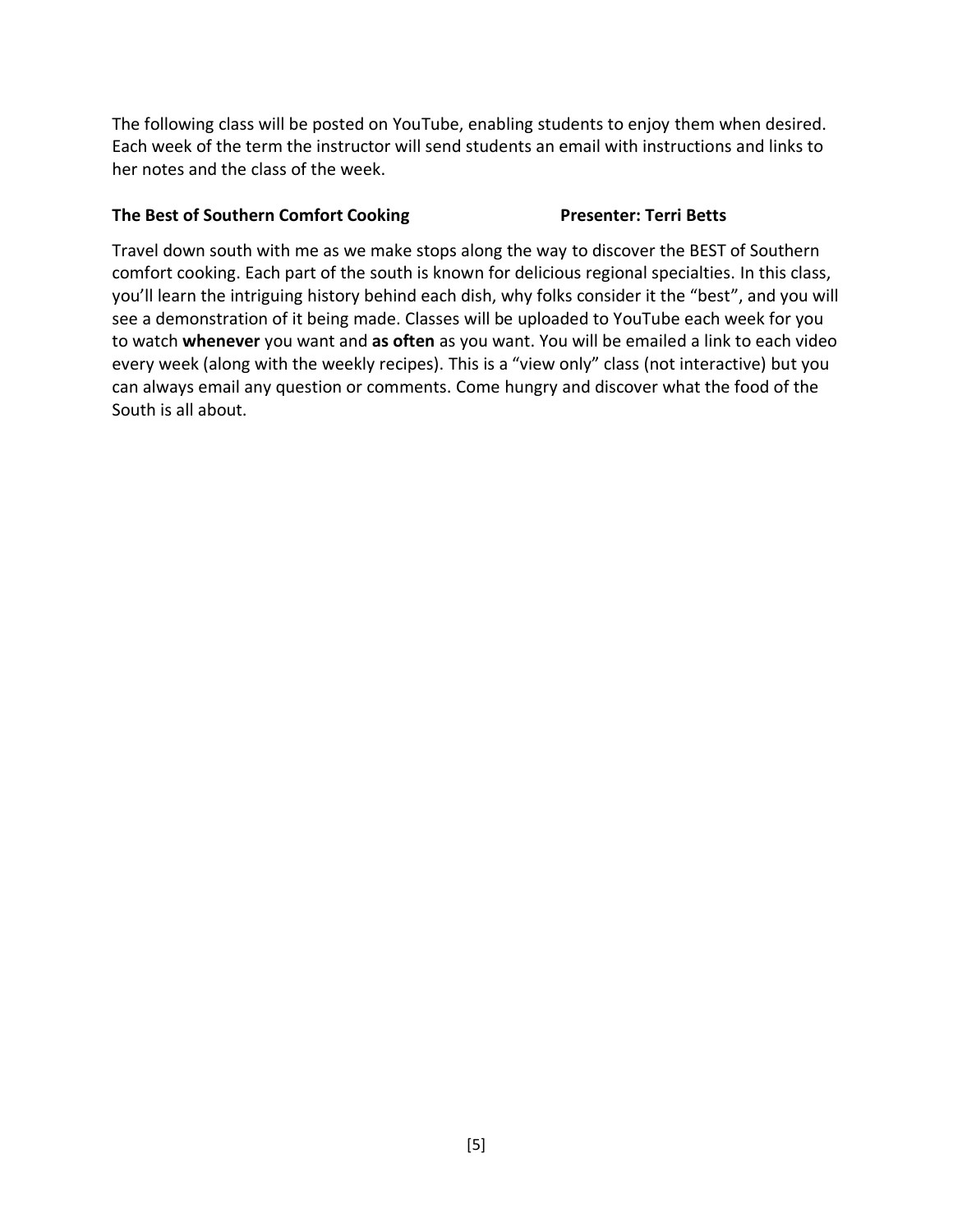The following class will be posted on YouTube, enabling students to enjoy them when desired. Each week of the term the instructor will send students an email with instructions and links to her notes and the class of the week.

**The Best of Southern Comfort Cooking** **Presenter: Terri Betts**

Travel down south with me as we make stops along the way to discover the BEST of Southern comfort cooking. Each part of the south is known for delicious regional specialties. In this class, you'll learn the intriguing history behind each dish, why folks consider it the "best", and you will see a demonstration of it being made. Classes will be uploaded to YouTube each week for you to watch **whenever** you want and **as often** as you want. You will be emailed a link to each video every week (along with the weekly recipes). This is a "view only" class (not interactive) but you can always email any question or comments. Come hungry and discover what the food of the South is all about.